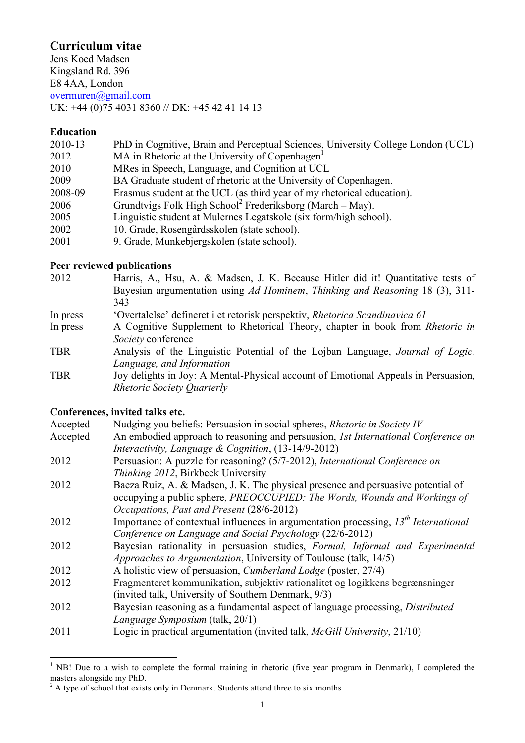# Curriculum vitae

Jens Koed Madsen
Kingsland Rd. 396
E8 4AA, London
overmuren@gmail.com
UK: +44 (0)75 4031 8360 // DK: +45 42 41 14 13

## Education

| | |
|---|---|
| 2010-13 | PhD in Cognitive, Brain and Perceptual Sciences, University College London (UCL) |
| 2012 | MA in Rhetoric at the University of Copenhagen[1] |
| 2010 | MRes in Speech, Language, and Cognition at UCL |
| 2009 | BA Graduate student of rhetoric at the University of Copenhagen. |
| 2008-09 | Erasmus student at the UCL (as third year of my rhetorical education). |
| 2006 | Grundtvigs Folk High School[2] Frederiksborg (March – May). |
| 2005 | Linguistic student at Mulernes Legatskole (six form/high school). |
| 2002 | 10. Grade, Rosengårdsskolen (state school). |
| 2001 | 9. Grade, Munkebjergskolen (state school). |

## Peer reviewed publications

| | |
|---|---|
| 2012 | Harris, A., Hsu, A. & Madsen, J. K. Because Hitler did it! Quantitative tests of Bayesian argumentation using *Ad Hominem*, *Thinking and Reasoning* 18 (3), 311-343 |
| In press | 'Overtalelse' defineret i et retorisk perspektiv, *Rhetorica Scandinavica 61* |
| In press | A Cognitive Supplement to Rhetorical Theory, chapter in book from *Rhetoric in Society* conference |
| TBR | Analysis of the Linguistic Potential of the Lojban Language, *Journal of Logic, Language, and Information* |
| TBR | Joy delights in Joy: A Mental-Physical account of Emotional Appeals in Persuasion, *Rhetoric Society Quarterly* |

## Conferences, invited talks etc.

| | |
|---|---|
| Accepted | Nudging you beliefs: Persuasion in social spheres, *Rhetoric in Society IV* |
| Accepted | An embodied approach to reasoning and persuasion, *1st International Conference on Interactivity, Language & Cognition*, (13-14/9-2012) |
| 2012 | Persuasion: A puzzle for reasoning? (5/7-2012), *International Conference on Thinking 2012*, Birkbeck University |
| 2012 | Baeza Ruiz, A. & Madsen, J. K. The physical presence and persuasive potential of occupying a public sphere, *PREOCCUPIED: The Words, Wounds and Workings of Occupations, Past and Present* (28/6-2012) |
| 2012 | Importance of contextual influences in argumentation processing, *13th International Conference on Language and Social Psychology* (22/6-2012) |
| 2012 | Bayesian rationality in persuasion studies, *Formal, Informal and Experimental Approaches to Argumentation*, University of Toulouse (talk, 14/5) |
| 2012 | A holistic view of persuasion, *Cumberland Lodge* (poster, 27/4) |
| 2012 | Fragmenteret kommunikation, subjektiv rationalitet og logikkens begrænsninger (invited talk, University of Southern Denmark, 9/3) |
| 2012 | Bayesian reasoning as a fundamental aspect of language processing, *Distributed Language Symposium* (talk, 20/1) |
| 2011 | Logic in practical argumentation (invited talk, *McGill University*, 21/10) |

---

[1] NB! Due to a wish to complete the formal training in rhetoric (five year program in Denmark), I completed the masters alongside my PhD.

[2] A type of school that exists only in Denmark. Students attend three to six months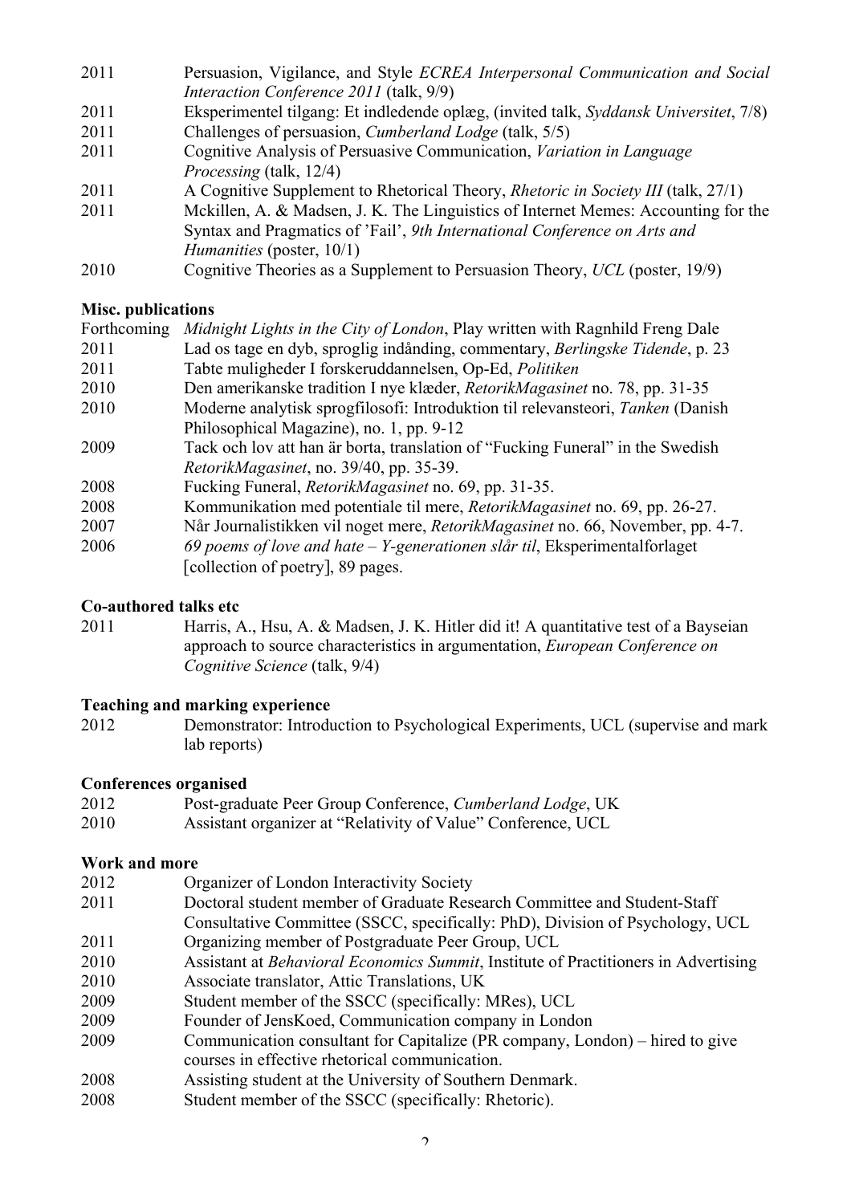2011 Persuasion, Vigilance, and Style *ECREA Interpersonal Communication and Social Interaction Conference 2011* (talk, 9/9)

2011 Eksperimentel tilgang: Et indledende oplæg, (invited talk, *Syddansk Universitet*, 7/8)

2011 Challenges of persuasion, *Cumberland Lodge* (talk, 5/5)

2011 Cognitive Analysis of Persuasive Communication, *Variation in Language Processing* (talk, 12/4)

2011 A Cognitive Supplement to Rhetorical Theory, *Rhetoric in Society III* (talk, 27/1)

2011 Mckillen, A. & Madsen, J. K. The Linguistics of Internet Memes: Accounting for the Syntax and Pragmatics of 'Fail', *9th International Conference on Arts and Humanities* (poster, 10/1)

2010 Cognitive Theories as a Supplement to Persuasion Theory, *UCL* (poster, 19/9)

**Misc. publications**

Forthcoming *Midnight Lights in the City of London*, Play written with Ragnhild Freng Dale

2011 Lad os tage en dyb, sproglig indånding, commentary, *Berlingske Tidende*, p. 23

2011 Tabte muligheder I forskeruddannelsen, Op-Ed, *Politiken*

2010 Den amerikanske tradition I nye klæder, *RetorikMagasinet* no. 78, pp. 31-35

2010 Moderne analytisk sprogfilosofi: Introduktion til relevansteori, *Tanken* (Danish Philosophical Magazine), no. 1, pp. 9-12

2009 Tack och lov att han är borta, translation of "Fucking Funeral" in the Swedish *RetorikMagasinet*, no. 39/40, pp. 35-39.

2008 Fucking Funeral, *RetorikMagasinet* no. 69, pp. 31-35.

2008 Kommunikation med potentiale til mere, *RetorikMagasinet* no. 69, pp. 26-27.

2007 Når Journalistikken vil noget mere, *RetorikMagasinet* no. 66, November, pp. 4-7.

2006 *69 poems of love and hate – Y-generationen slår til*, Eksperimentalforlaget [collection of poetry], 89 pages.

**Co-authored talks etc**

2011 Harris, A., Hsu, A. & Madsen, J. K. Hitler did it! A quantitative test of a Bayseian approach to source characteristics in argumentation, *European Conference on Cognitive Science* (talk, 9/4)

**Teaching and marking experience**

2012 Demonstrator: Introduction to Psychological Experiments, UCL (supervise and mark lab reports)

**Conferences organised**

2012 Post-graduate Peer Group Conference, *Cumberland Lodge*, UK

2010 Assistant organizer at "Relativity of Value" Conference, UCL

**Work and more**

2012 Organizer of London Interactivity Society

2011 Doctoral student member of Graduate Research Committee and Student-Staff Consultative Committee (SSCC, specifically: PhD), Division of Psychology, UCL

2011 Organizing member of Postgraduate Peer Group, UCL

2010 Assistant at *Behavioral Economics Summit*, Institute of Practitioners in Advertising

2010 Associate translator, Attic Translations, UK

2009 Student member of the SSCC (specifically: MRes), UCL

2009 Founder of JensKoed, Communication company in London

2009 Communication consultant for Capitalize (PR company, London) – hired to give courses in effective rhetorical communication.

2008 Assisting student at the University of Southern Denmark.

2008 Student member of the SSCC (specifically: Rhetoric).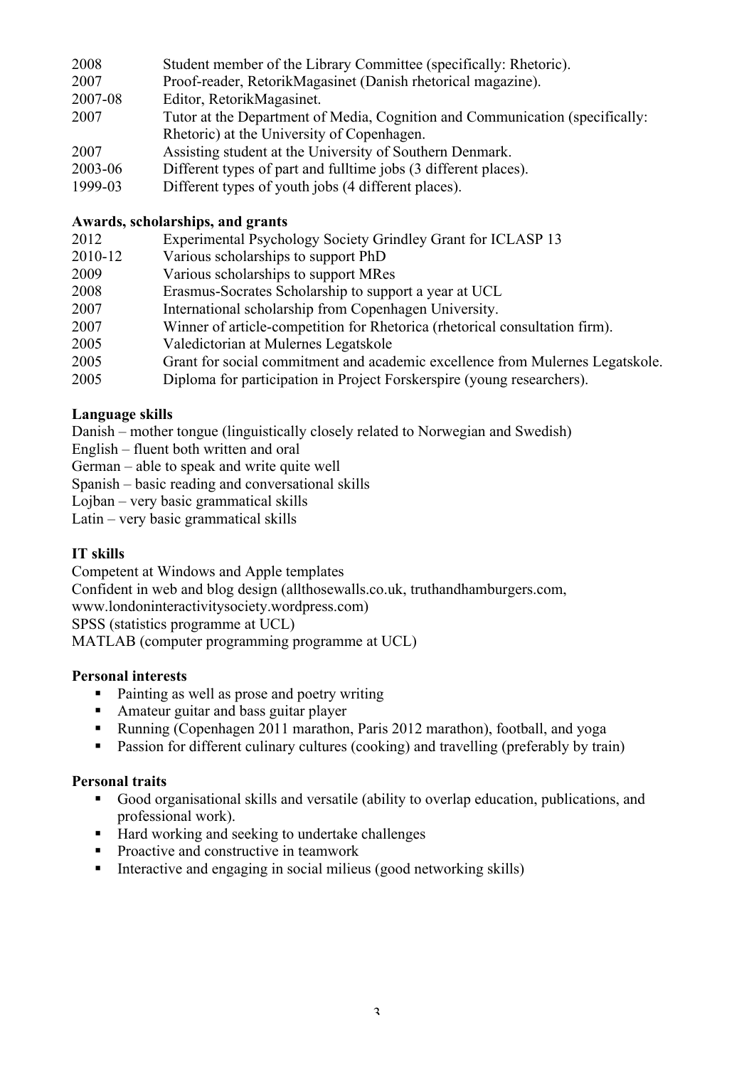| | |
|---|---|
| 2008 | Student member of the Library Committee (specifically: Rhetoric). |
| 2007 | Proof-reader, RetorikMagasinet (Danish rhetorical magazine). |
| 2007-08 | Editor, RetorikMagasinet. |
| 2007 | Tutor at the Department of Media, Cognition and Communication (specifically: Rhetoric) at the University of Copenhagen. |
| 2007 | Assisting student at the University of Southern Denmark. |
| 2003-06 | Different types of part and fulltime jobs (3 different places). |
| 1999-03 | Different types of youth jobs (4 different places). |

**Awards, scholarships, and grants**

| | |
|---|---|
| 2012 | Experimental Psychology Society Grindley Grant for ICLASP 13 |
| 2010-12 | Various scholarships to support PhD |
| 2009 | Various scholarships to support MRes |
| 2008 | Erasmus-Socrates Scholarship to support a year at UCL |
| 2007 | International scholarship from Copenhagen University. |
| 2007 | Winner of article-competition for Rhetorica (rhetorical consultation firm). |
| 2005 | Valedictorian at Mulernes Legatskole |
| 2005 | Grant for social commitment and academic excellence from Mulernes Legatskole. |
| 2005 | Diploma for participation in Project Forskerspire (young researchers). |

**Language skills**

Danish – mother tongue (linguistically closely related to Norwegian and Swedish)
English – fluent both written and oral
German – able to speak and write quite well
Spanish – basic reading and conversational skills
Lojban – very basic grammatical skills
Latin – very basic grammatical skills

**IT skills**

Competent at Windows and Apple templates
Confident in web and blog design (allthosewalls.co.uk, truthandhamburgers.com, www.londoninteractivitysociety.wordpress.com)
SPSS (statistics programme at UCL)
MATLAB (computer programming programme at UCL)

**Personal interests**

- Painting as well as prose and poetry writing
- Amateur guitar and bass guitar player
- Running (Copenhagen 2011 marathon, Paris 2012 marathon), football, and yoga
- Passion for different culinary cultures (cooking) and travelling (preferably by train)

**Personal traits**

- Good organisational skills and versatile (ability to overlap education, publications, and professional work).
- Hard working and seeking to undertake challenges
- Proactive and constructive in teamwork
- Interactive and engaging in social milieus (good networking skills)